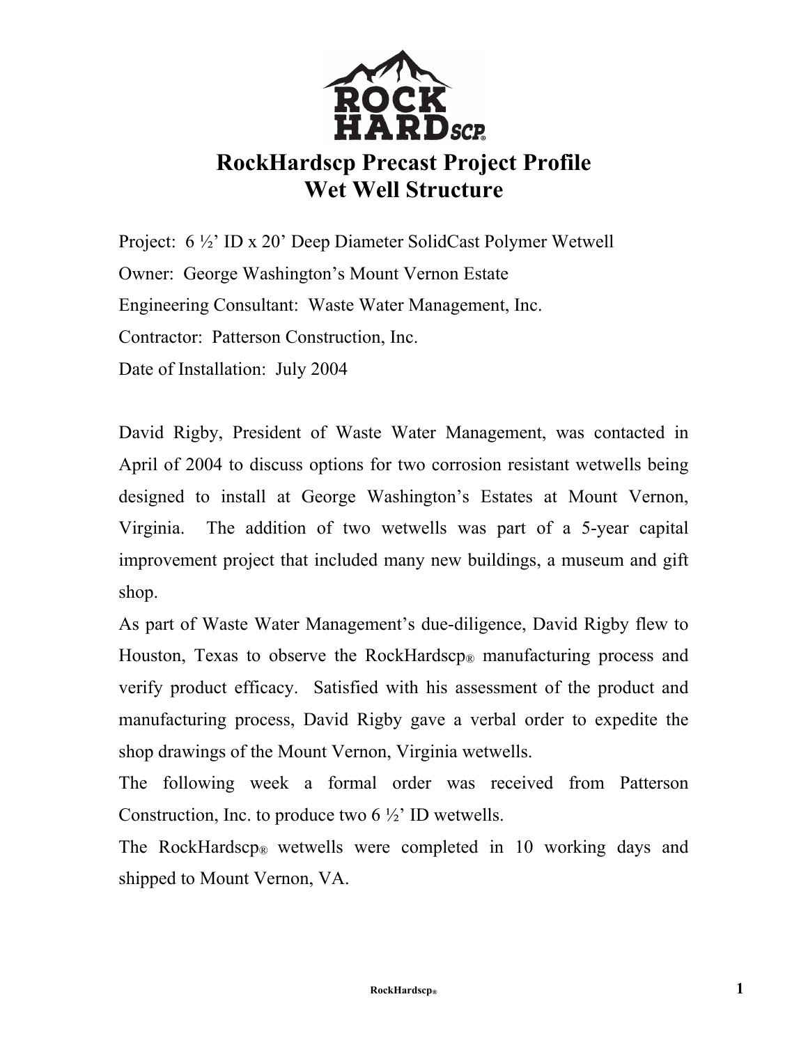# RockHardscp Precast Project Profile
# Wet Well Structure

Project: 6 ½' ID x 20' Deep Diameter SolidCast Polymer Wetwell

Owner: George Washington's Mount Vernon Estate

Engineering Consultant: Waste Water Management, Inc.

Contractor: Patterson Construction, Inc.

Date of Installation: July 2004

David Rigby, President of Waste Water Management, was contacted in April of 2004 to discuss options for two corrosion resistant wetwells being designed to install at George Washington's Estates at Mount Vernon, Virginia. The addition of two wetwells was part of a 5-year capital improvement project that included many new buildings, a museum and gift shop.

As part of Waste Water Management's due-diligence, David Rigby flew to Houston, Texas to observe the RockHardscp® manufacturing process and verify product efficacy. Satisfied with his assessment of the product and manufacturing process, David Rigby gave a verbal order to expedite the shop drawings of the Mount Vernon, Virginia wetwells.

The following week a formal order was received from Patterson Construction, Inc. to produce two 6 ½' ID wetwells.

The RockHardscp® wetwells were completed in 10 working days and shipped to Mount Vernon, VA.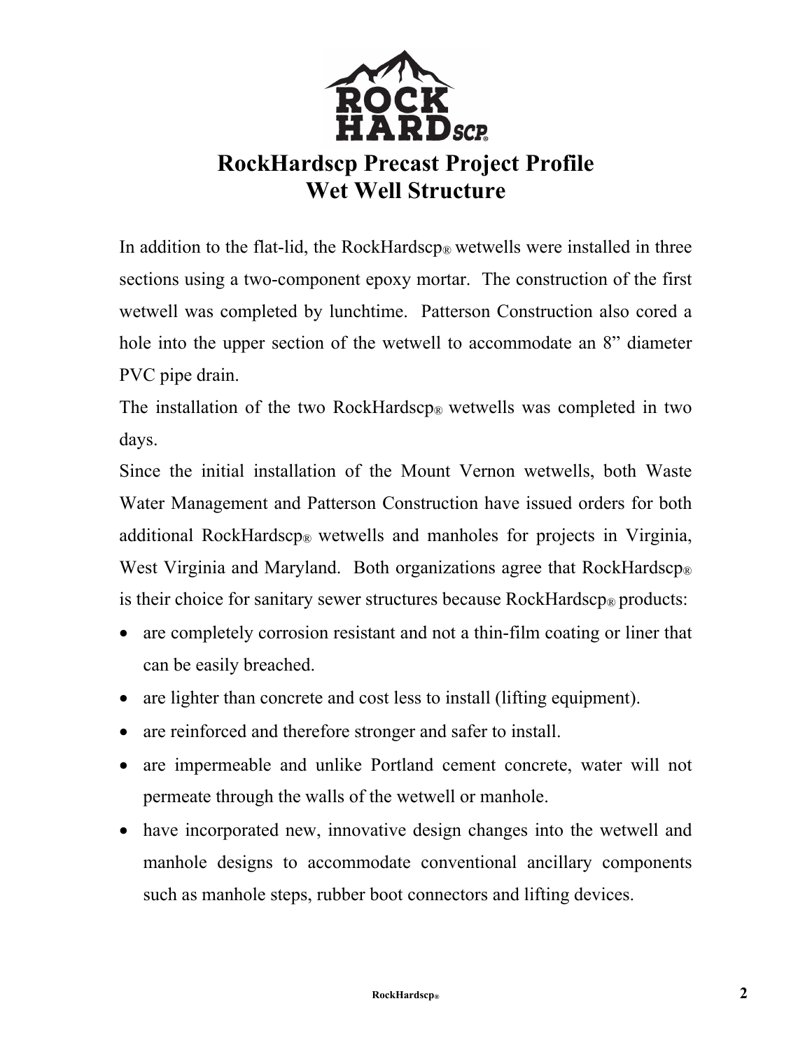# RockHardscp Precast Project Profile
# Wet Well Structure

In addition to the flat-lid, the RockHardscp® wetwells were installed in three sections using a two-component epoxy mortar. The construction of the first wetwell was completed by lunchtime. Patterson Construction also cored a hole into the upper section of the wetwell to accommodate an 8” diameter PVC pipe drain.

The installation of the two RockHardscp® wetwells was completed in two days.

Since the initial installation of the Mount Vernon wetwells, both Waste Water Management and Patterson Construction have issued orders for both additional RockHardscp® wetwells and manholes for projects in Virginia, West Virginia and Maryland. Both organizations agree that RockHardscp® is their choice for sanitary sewer structures because RockHardscp® products:

- are completely corrosion resistant and not a thin-film coating or liner that can be easily breached.
- are lighter than concrete and cost less to install (lifting equipment).
- are reinforced and therefore stronger and safer to install.
- are impermeable and unlike Portland cement concrete, water will not permeate through the walls of the wetwell or manhole.
- have incorporated new, innovative design changes into the wetwell and manhole designs to accommodate conventional ancillary components such as manhole steps, rubber boot connectors and lifting devices.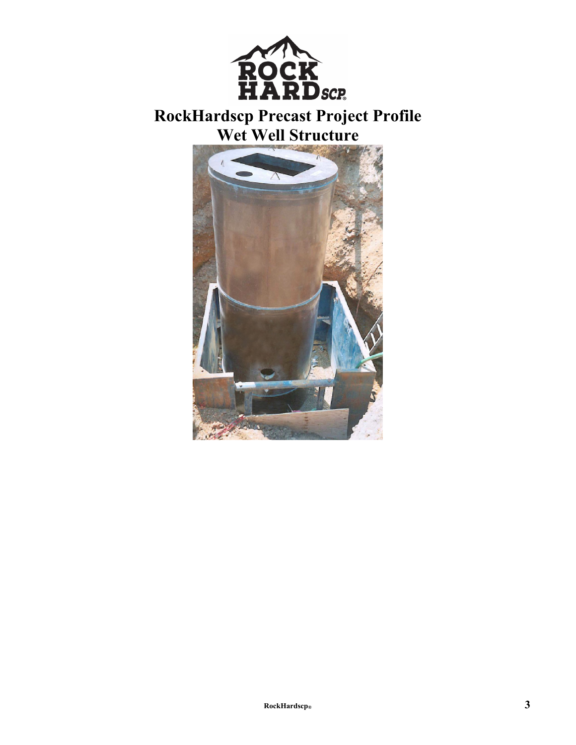# RockHardscp Precast Project Profile

## Wet Well Structure